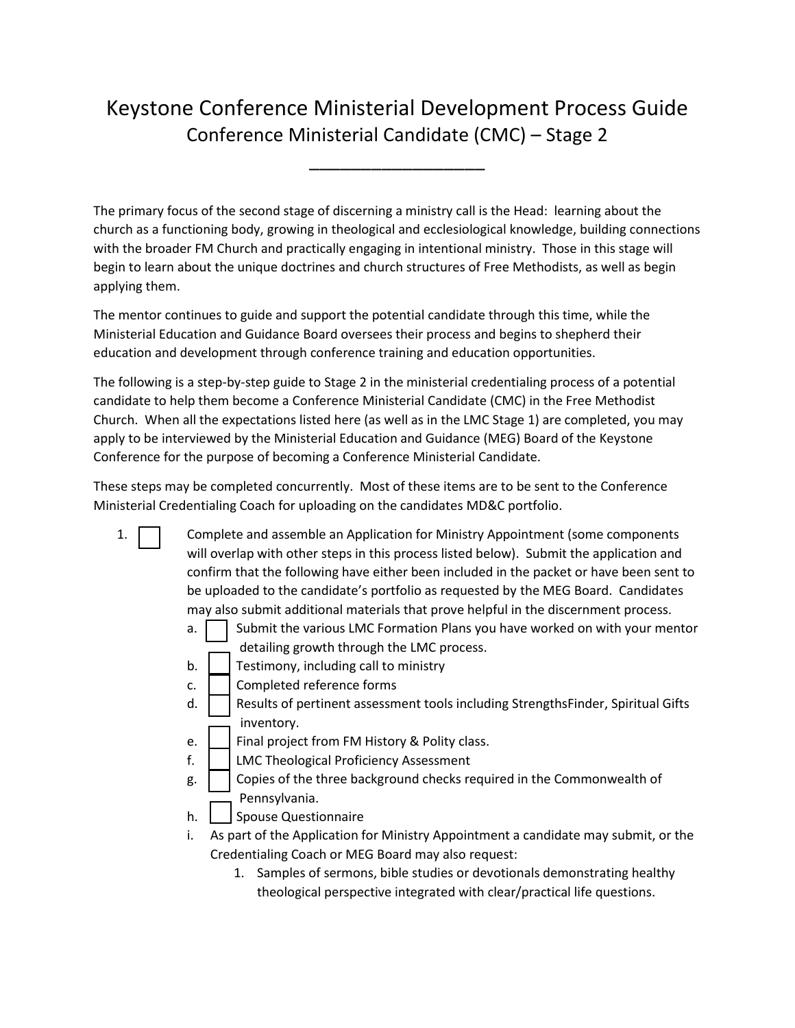# Keystone Conference Ministerial Development Process Guide

## Conference Ministerial Candidate (CMC) – Stage 2

___________________

The primary focus of the second stage of discerning a ministry call is the Head: learning about the church as a functioning body, growing in theological and ecclesiological knowledge, building connections with the broader FM Church and practically engaging in intentional ministry. Those in this stage will begin to learn about the unique doctrines and church structures of Free Methodists, as well as begin applying them.

The mentor continues to guide and support the potential candidate through this time, while the Ministerial Education and Guidance Board oversees their process and begins to shepherd their education and development through conference training and education opportunities.

The following is a step-by-step guide to Stage 2 in the ministerial credentialing process of a potential candidate to help them become a Conference Ministerial Candidate (CMC) in the Free Methodist Church. When all the expectations listed here (as well as in the LMC Stage 1) are completed, you may apply to be interviewed by the Ministerial Education and Guidance (MEG) Board of the Keystone Conference for the purpose of becoming a Conference Ministerial Candidate.

These steps may be completed concurrently. Most of these items are to be sent to the Conference Ministerial Credentialing Coach for uploading on the candidates MD&C portfolio.

1. ☐ Complete and assemble an Application for Ministry Appointment (some components will overlap with other steps in this process listed below). Submit the application and confirm that the following have either been included in the packet or have been sent to be uploaded to the candidate's portfolio as requested by the MEG Board. Candidates may also submit additional materials that prove helpful in the discernment process.
   a. ☐ Submit the various LMC Formation Plans you have worked on with your mentor detailing growth through the LMC process.
   b. ☐ Testimony, including call to ministry
   c. ☐ Completed reference forms
   d. ☐ Results of pertinent assessment tools including StrengthsFinder, Spiritual Gifts inventory.
   e. ☐ Final project from FM History & Polity class.
   f. ☐ LMC Theological Proficiency Assessment
   g. ☐ Copies of the three background checks required in the Commonwealth of Pennsylvania.
   h. ☐ Spouse Questionnaire
   i. As part of the Application for Ministry Appointment a candidate may submit, or the Credentialing Coach or MEG Board may also request:
      1. Samples of sermons, bible studies or devotionals demonstrating healthy theological perspective integrated with clear/practical life questions.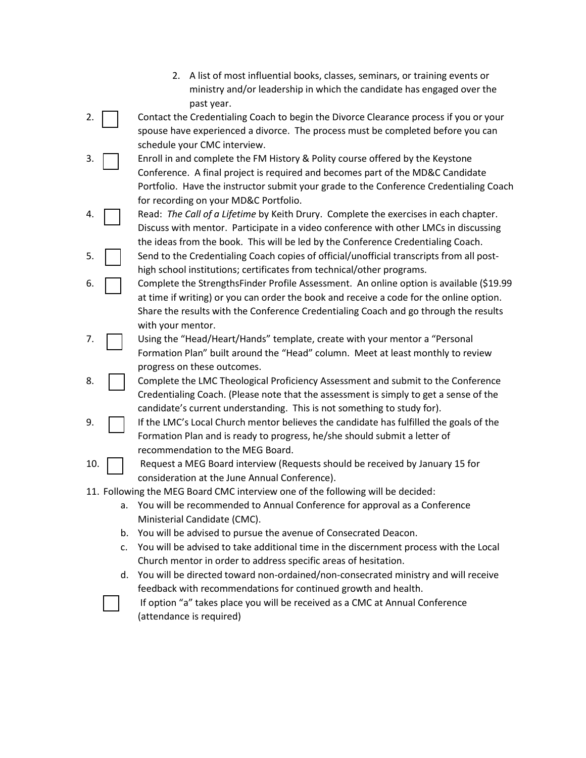2. A list of most influential books, classes, seminars, or training events or ministry and/or leadership in which the candidate has engaged over the past year.

2. ☐ Contact the Credentialing Coach to begin the Divorce Clearance process if you or your spouse have experienced a divorce. The process must be completed before you can schedule your CMC interview.
3. ☐ Enroll in and complete the FM History & Polity course offered by the Keystone Conference. A final project is required and becomes part of the MD&C Candidate Portfolio. Have the instructor submit your grade to the Conference Credentialing Coach for recording on your MD&C Portfolio.
4. ☐ Read: *The Call of a Lifetime* by Keith Drury. Complete the exercises in each chapter. Discuss with mentor. Participate in a video conference with other LMCs in discussing the ideas from the book. This will be led by the Conference Credentialing Coach.
5. ☐ Send to the Credentialing Coach copies of official/unofficial transcripts from all post-high school institutions; certificates from technical/other programs.
6. ☐ Complete the StrengthsFinder Profile Assessment. An online option is available ($19.99 at time if writing) or you can order the book and receive a code for the online option. Share the results with the Conference Credentialing Coach and go through the results with your mentor.
7. ☐ Using the "Head/Heart/Hands" template, create with your mentor a "Personal Formation Plan" built around the "Head" column. Meet at least monthly to review progress on these outcomes.
8. ☐ Complete the LMC Theological Proficiency Assessment and submit to the Conference Credentialing Coach. (Please note that the assessment is simply to get a sense of the candidate's current understanding. This is not something to study for).
9. ☐ If the LMC's Local Church mentor believes the candidate has fulfilled the goals of the Formation Plan and is ready to progress, he/she should submit a letter of recommendation to the MEG Board.
10. ☐ Request a MEG Board interview (Requests should be received by January 15 for consideration at the June Annual Conference).
11. Following the MEG Board CMC interview one of the following will be decided:
    a. You will be recommended to Annual Conference for approval as a Conference Ministerial Candidate (CMC).
    b. You will be advised to pursue the avenue of Consecrated Deacon.
    c. You will be advised to take additional time in the discernment process with the Local Church mentor in order to address specific areas of hesitation.
    d. You will be directed toward non-ordained/non-consecrated ministry and will receive feedback with recommendations for continued growth and health.

    ☐ If option "a" takes place you will be received as a CMC at Annual Conference (attendance is required)